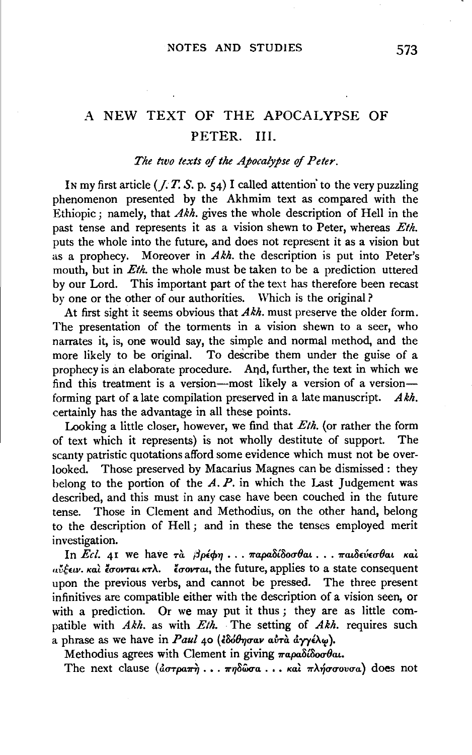# A NEW TEXT OF THE APOCALYPSE OF PETER. III.

*The two texts of the Apocalypse of Peter.*

In my first article (*J. T. S.* p. 54) I called attention to the very puzzling phenomenon presented by the Akhmim text as compared with the Ethiopic; namely, that *Akh.* gives the whole description of Hell in the past tense and represents it as a vision shewn to Peter, whereas *Eth.* puts the whole into the future, and does not represent it as a vision but as a prophecy. Moreover in *Akh.* the description is put into Peter's mouth, but in *Eth.* the whole must be taken to be a prediction uttered by our Lord. This important part of the text has therefore been recast by one or the other of our authorities. Which is the original?

At first sight it seems obvious that *Akh.* must preserve the older form. The presentation of the torments in a vision shewn to a seer, who narrates it, is, one would say, the simple and normal method, and the more likely to be original. To describe them under the guise of a prophecy is an elaborate procedure. And, further, the text in which we find this treatment is a version—most likely a version of a version—forming part of a late compilation preserved in a late manuscript. *Akh.* certainly has the advantage in all these points.

Looking a little closer, however, we find that *Eth.* (or rather the form of text which it represents) is not wholly destitute of support. The scanty patristic quotations afford some evidence which must not be overlooked. Those preserved by Macarius Magnes can be dismissed: they belong to the portion of the *A. P.* in which the Last Judgement was described, and this must in any case have been couched in the future tense. Those in Clement and Methodius, on the other hand, belong to the description of Hell; and in these the tenses employed merit investigation.

In *Ecl.* 41 we have τὰ βρέφη . . . παραδίδοσθαι . . . παιδεύεσθαι καὶ αὔξειν. καὶ ἔσονται κτλ. ἔσονται, the future, applies to a state consequent upon the previous verbs, and cannot be pressed. The three present infinitives are compatible either with the description of a vision seen, or with a prediction. Or we may put it thus; they are as little compatible with *Akh.* as with *Eth.* The setting of *Akh.* requires such a phrase as we have in *Paul* 40 (ἐδόθησαν αὐτὰ ἀγγέλῳ).

Methodius agrees with Clement in giving παραδίδοσθαι.

The next clause (ἀστραπὴ . . . πηδῶσα . . . καὶ πλήσσουσα) does not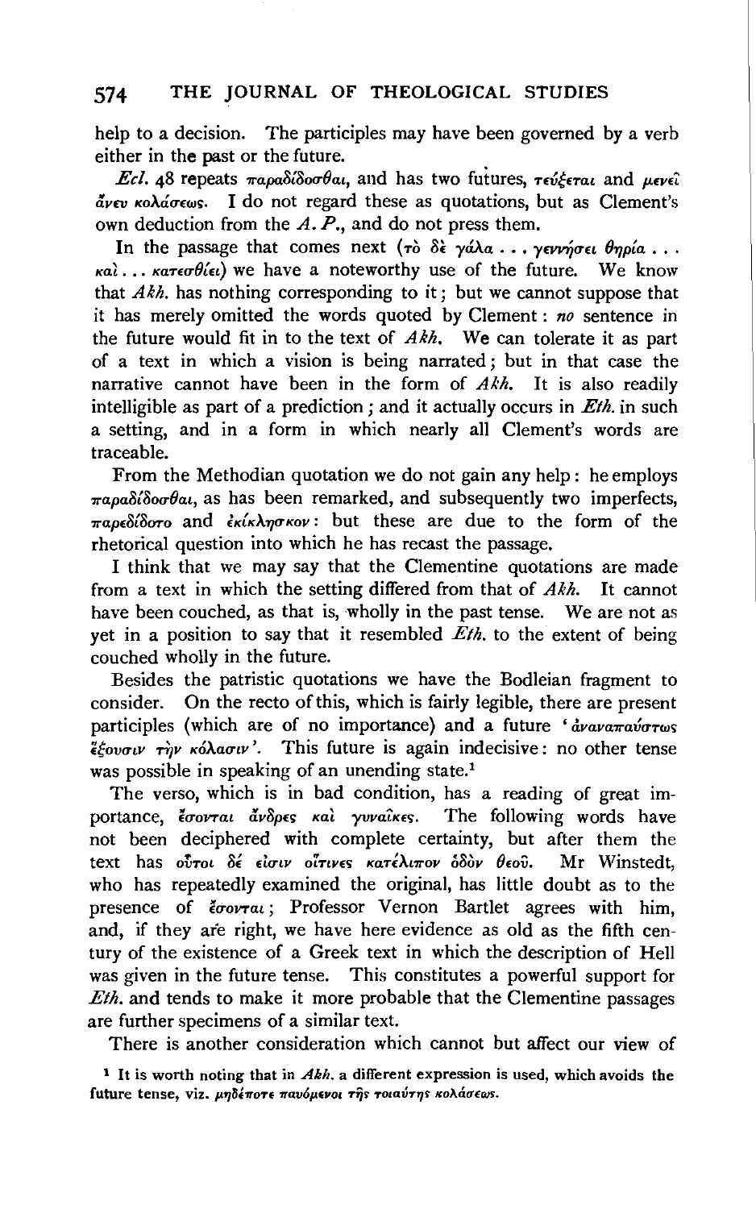help to a decision. The participles may have been governed by a verb either in the past or the future.

*Ecl.* 48 repeats παραδίδοσθαι, and has two futures, τεύξεται and μενεῖ ἄνευ κολάσεως. I do not regard these as quotations, but as Clement's own deduction from the *A. P.*, and do not press them.

In the passage that comes next (τὸ δὲ γάλα . . . γεννήσει θηρία . . . καὶ . . . κατεσθίει) we have a noteworthy use of the future. We know that *Akh.* has nothing corresponding to it; but we cannot suppose that it has merely omitted the words quoted by Clement: *no* sentence in the future would fit in to the text of *Akh.* We can tolerate it as part of a text in which a vision is being narrated; but in that case the narrative cannot have been in the form of *Akh.* It is also readily intelligible as part of a prediction; and it actually occurs in *Eth.* in such a setting, and in a form in which nearly all Clement's words are traceable.

From the Methodian quotation we do not gain any help: he employs παραδίδοσθαι, as has been remarked, and subsequently two imperfects, παρεδίδοτο and ἐκίκλησκον: but these are due to the form of the rhetorical question into which he has recast the passage.

I think that we may say that the Clementine quotations are made from a text in which the setting differed from that of *Akh.* It cannot have been couched, as that is, wholly in the past tense. We are not as yet in a position to say that it resembled *Eth.* to the extent of being couched wholly in the future.

Besides the patristic quotations we have the Bodleian fragment to consider. On the recto of this, which is fairly legible, there are present participles (which are of no importance) and a future 'ἀναναπαύστως ἕξουσιν τὴν κόλασιν'. This future is again indecisive: no other tense was possible in speaking of an unending state.[1]

The verso, which is in bad condition, has a reading of great importance, ἔσονται ἄνδρες καὶ γυναῖκες. The following words have not been deciphered with complete certainty, but after them the text has οὗτοι δέ εἰσιν οἵτινες κατέλιπον ὁδὸν θεοῦ. Mr Winstedt, who has repeatedly examined the original, has little doubt as to the presence of ἔσονται; Professor Vernon Bartlet agrees with him, and, if they are right, we have here evidence as old as the fifth century of the existence of a Greek text in which the description of Hell was given in the future tense. This constitutes a powerful support for *Eth.* and tends to make it more probable that the Clementine passages are further specimens of a similar text.

There is another consideration which cannot but affect our view of

[1] It is worth noting that in *Akh.* a different expression is used, which avoids the future tense, viz. μηδέποτε παυόμενοι τῆς τοιαύτης κολάσεως.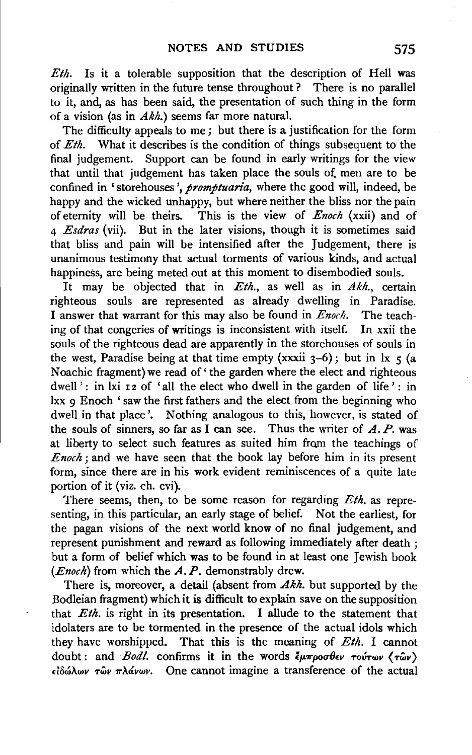*Eth.* Is it a tolerable supposition that the description of Hell was originally written in the future tense throughout? There is no parallel to it, and, as has been said, the presentation of such thing in the form of a vision (as in *Akh.*) seems far more natural.

The difficulty appeals to me; but there is a justification for the form of *Eth.* What it describes is the condition of things subsequent to the final judgement. Support can be found in early writings for the view that until that judgement has taken place the souls of men are to be confined in 'storehouses', *promptuaria*, where the good will, indeed, be happy and the wicked unhappy, but where neither the bliss nor the pain of eternity will be theirs. This is the view of *Enoch* (xxii) and of 4 *Esdras* (vii). But in the later visions, though it is sometimes said that bliss and pain will be intensified after the Judgement, there is unanimous testimony that actual torments of various kinds, and actual happiness, are being meted out at this moment to disembodied souls.

It may be objected that in *Eth.*, as well as in *Akh.*, certain righteous souls are represented as already dwelling in Paradise. I answer that warrant for this may also be found in *Enoch*. The teaching of that congeries of writings is inconsistent with itself. In xxii the souls of the righteous dead are apparently in the storehouses of souls in the west, Paradise being at that time empty (xxxii 3–6); but in lx 5 (a Noachic fragment) we read of 'the garden where the elect and righteous dwell': in lxi 12 of 'all the elect who dwell in the garden of life': in lxx 9 Enoch 'saw the first fathers and the elect from the beginning who dwell in that place'. Nothing analogous to this, however, is stated of the souls of sinners, so far as I can see. Thus the writer of *A.P.* was at liberty to select such features as suited him from the teachings of *Enoch*; and we have seen that the book lay before him in its present form, since there are in his work evident reminiscences of a quite late portion of it (viz. ch. cvi).

There seems, then, to be some reason for regarding *Eth.* as representing, in this particular, an early stage of belief. Not the earliest, for the pagan visions of the next world know of no final judgement, and represent punishment and reward as following immediately after death; but a form of belief which was to be found in at least one Jewish book (*Enoch*) from which the *A.P.* demonstrably drew.

There is, moreover, a detail (absent from *Akh.* but supported by the Bodleian fragment) which it is difficult to explain save on the supposition that *Eth.* is right in its presentation. I allude to the statement that idolaters are to be tormented in the presence of the actual idols which they have worshipped. That this is the meaning of *Eth.* I cannot doubt: and *Bodl.* confirms it in the words ἔμπροσθεν τούτων ⟨τῶν⟩ εἰδώλων τῶν πλάνων. One cannot imagine a transference of the actual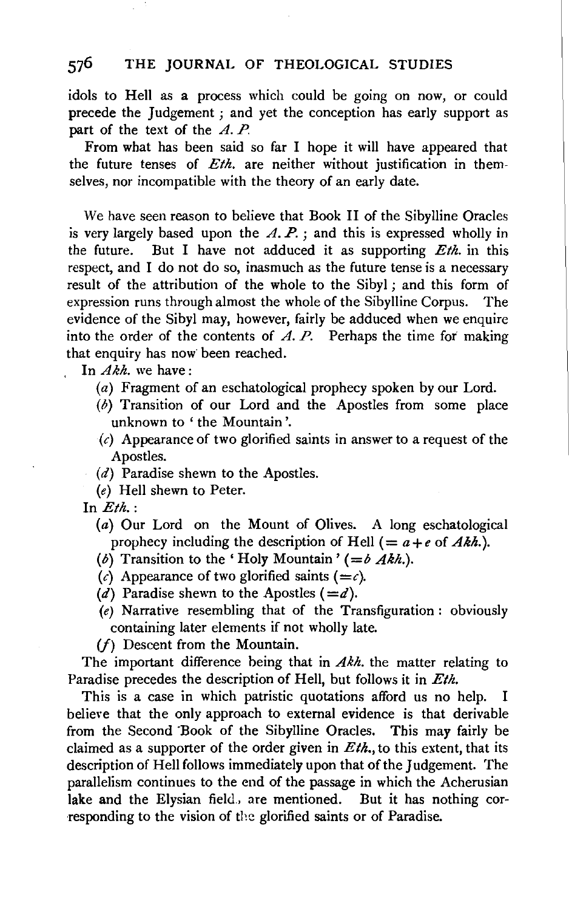idols to Hell as a process which could be going on now, or could precede the Judgement; and yet the conception has early support as part of the text of the *A. P.*

From what has been said so far I hope it will have appeared that the future tenses of *Eth.* are neither without justification in themselves, nor incompatible with the theory of an early date.

We have seen reason to believe that Book II of the Sibylline Oracles is very largely based upon the *A. P.*; and this is expressed wholly in the future. But I have not adduced it as supporting *Eth.* in this respect, and I do not do so, inasmuch as the future tense is a necessary result of the attribution of the whole to the Sibyl; and this form of expression runs through almost the whole of the Sibylline Corpus. The evidence of the Sibyl may, however, fairly be adduced when we enquire into the order of the contents of *A. P.* Perhaps the time for making that enquiry has now been reached.

In *Akh.* we have:

(*a*) Fragment of an eschatological prophecy spoken by our Lord.
(*b*) Transition of our Lord and the Apostles from some place unknown to 'the Mountain'.
(*c*) Appearance of two glorified saints in answer to a request of the Apostles.
(*d*) Paradise shewn to the Apostles.
(*e*) Hell shewn to Peter.

In *Eth.*:

(*a*) Our Lord on the Mount of Olives. A long eschatological prophecy including the description of Hell (= *a* + *e* of *Akh.*).
(*b*) Transition to the 'Holy Mountain' (= *b Akh.*).
(*c*) Appearance of two glorified saints (= *c*).
(*d*) Paradise shewn to the Apostles (= *d*).
(*e*) Narrative resembling that of the Transfiguration: obviously containing later elements if not wholly late.
(*f*) Descent from the Mountain.

The important difference being that in *Akh.* the matter relating to Paradise precedes the description of Hell, but follows it in *Eth.*

This is a case in which patristic quotations afford us no help. I believe that the only approach to external evidence is that derivable from the Second Book of the Sibylline Oracles. This may fairly be claimed as a supporter of the order given in *Eth.*, to this extent, that its description of Hell follows immediately upon that of the Judgement. The parallelism continues to the end of the passage in which the Acherusian lake and the Elysian field, are mentioned. But it has nothing corresponding to the vision of the glorified saints or of Paradise.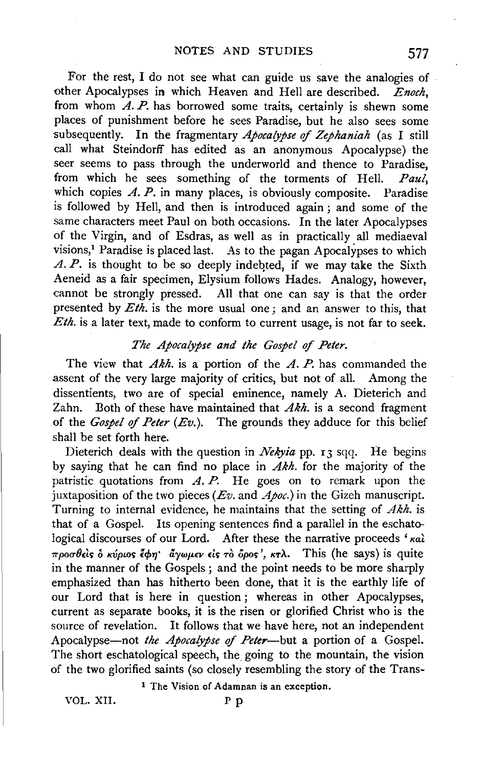For the rest, I do not see what can guide us save the analogies of other Apocalypses in which Heaven and Hell are described. *Enoch*, from whom *A. P.* has borrowed some traits, certainly is shewn some places of punishment before he sees Paradise, but he also sees some subsequently. In the fragmentary *Apocalypse of Zephaniah* (as I still call what Steindorff has edited as an anonymous Apocalypse) the seer seems to pass through the underworld and thence to Paradise, from which he sees something of the torments of Hell. *Paul*, which copies *A. P.* in many places, is obviously composite. Paradise is followed by Hell, and then is introduced again; and some of the same characters meet Paul on both occasions. In the later Apocalypses of the Virgin, and of Esdras, as well as in practically all mediaeval visions,[1] Paradise is placed last. As to the pagan Apocalypses to which *A. P.* is thought to be so deeply indebted, if we may take the Sixth Aeneid as a fair specimen, Elysium follows Hades. Analogy, however, cannot be strongly pressed. All that one can say is that the order presented by *Eth.* is the more usual one; and an answer to this, that *Eth.* is a later text, made to conform to current usage, is not far to seek.

### *The Apocalypse and the Gospel of Peter.*

The view that *Akh.* is a portion of the *A. P.* has commanded the assent of the very large majority of critics, but not of all. Among the dissentients, two are of special eminence, namely A. Dieterich and Zahn. Both of these have maintained that *Akh.* is a second fragment of the *Gospel of Peter* (*Ev.*). The grounds they adduce for this belief shall be set forth here.

Dieterich deals with the question in *Nekyia* pp. 13 sqq. He begins by saying that he can find no place in *Akh.* for the majority of the patristic quotations from *A. P.* He goes on to remark upon the juxtaposition of the two pieces (*Ev.* and *Apoc.*) in the Gizeh manuscript. Turning to internal evidence, he maintains that the setting of *Akh.* is that of a Gospel. Its opening sentences find a parallel in the eschatological discourses of our Lord. After these the narrative proceeds 'καὶ προσθεὶς ὁ κύριος ἔφη· ἄγωμεν εἰς τὸ ὄρος', κτλ. This (he says) is quite in the manner of the Gospels; and the point needs to be more sharply emphasized than has hitherto been done, that it is the earthly life of our Lord that is here in question; whereas in other Apocalypses, current as separate books, it is the risen or glorified Christ who is the source of revelation. It follows that we have here, not an independent Apocalypse—not *the Apocalypse of Peter*—but a portion of a Gospel. The short eschatological speech, the going to the mountain, the vision of the two glorified saints (so closely resembling the story of the Trans-

[1] The Vision of Adamnan is an exception.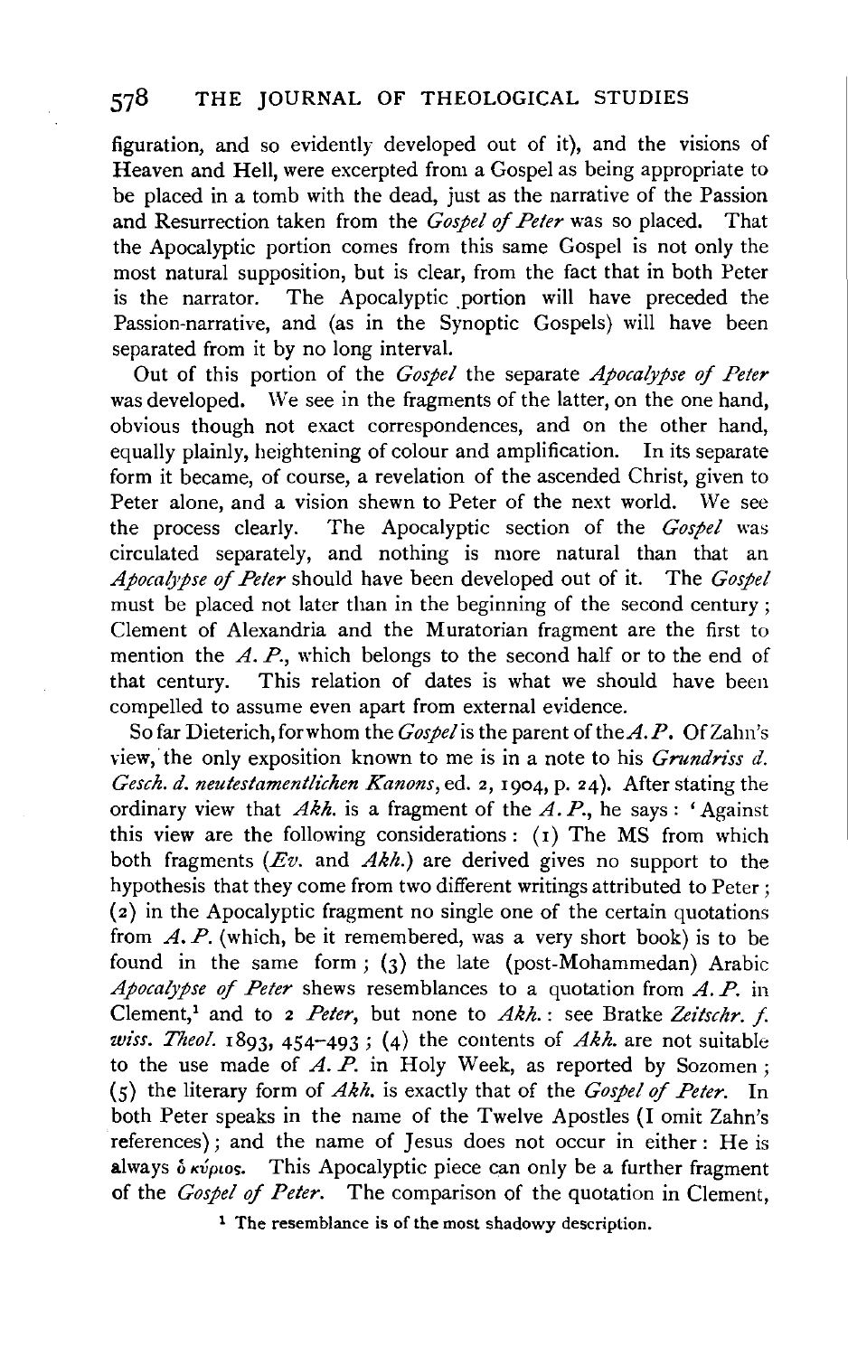figuration, and so evidently developed out of it), and the visions of Heaven and Hell, were excerpted from a Gospel as being appropriate to be placed in a tomb with the dead, just as the narrative of the Passion and Resurrection taken from the *Gospel of Peter* was so placed. That the Apocalyptic portion comes from this same Gospel is not only the most natural supposition, but is clear, from the fact that in both Peter is the narrator. The Apocalyptic portion will have preceded the Passion-narrative, and (as in the Synoptic Gospels) will have been separated from it by no long interval.

Out of this portion of the *Gospel* the separate *Apocalypse of Peter* was developed. We see in the fragments of the latter, on the one hand, obvious though not exact correspondences, and on the other hand, equally plainly, heightening of colour and amplification. In its separate form it became, of course, a revelation of the ascended Christ, given to Peter alone, and a vision shewn to Peter of the next world. We see the process clearly. The Apocalyptic section of the *Gospel* was circulated separately, and nothing is more natural than that an *Apocalypse of Peter* should have been developed out of it. The *Gospel* must be placed not later than in the beginning of the second century; Clement of Alexandria and the Muratorian fragment are the first to mention the *A. P.*, which belongs to the second half or to the end of that century. This relation of dates is what we should have been compelled to assume even apart from external evidence.

So far Dieterich, for whom the *Gospel* is the parent of the *A. P.* Of Zahn's view, the only exposition known to me is in a note to his *Grundriss d. Gesch. d. neutestamentlichen Kanons*, ed. 2, 1904, p. 24). After stating the ordinary view that *Akh.* is a fragment of the *A. P.*, he says: 'Against this view are the following considerations: (1) The MS from which both fragments (*Ev.* and *Akh.*) are derived gives no support to the hypothesis that they come from two different writings attributed to Peter; (2) in the Apocalyptic fragment no single one of the certain quotations from *A. P.* (which, be it remembered, was a very short book) is to be found in the same form; (3) the late (post-Mohammedan) Arabic *Apocalypse of Peter* shews resemblances to a quotation from *A. P.* in Clement,[1] and to 2 *Peter*, but none to *Akh.*: see Bratke *Zeitschr. f. wiss. Theol.* 1893, 454–493; (4) the contents of *Akh.* are not suitable to the use made of *A. P.* in Holy Week, as reported by Sozomen; (5) the literary form of *Akh.* is exactly that of the *Gospel of Peter*. In both Peter speaks in the name of the Twelve Apostles (I omit Zahn's references); and the name of Jesus does not occur in either: He is always ὁ κύριος. This Apocalyptic piece can only be a further fragment of the *Gospel of Peter*. The comparison of the quotation in Clement,

[1] The resemblance is of the most shadowy description.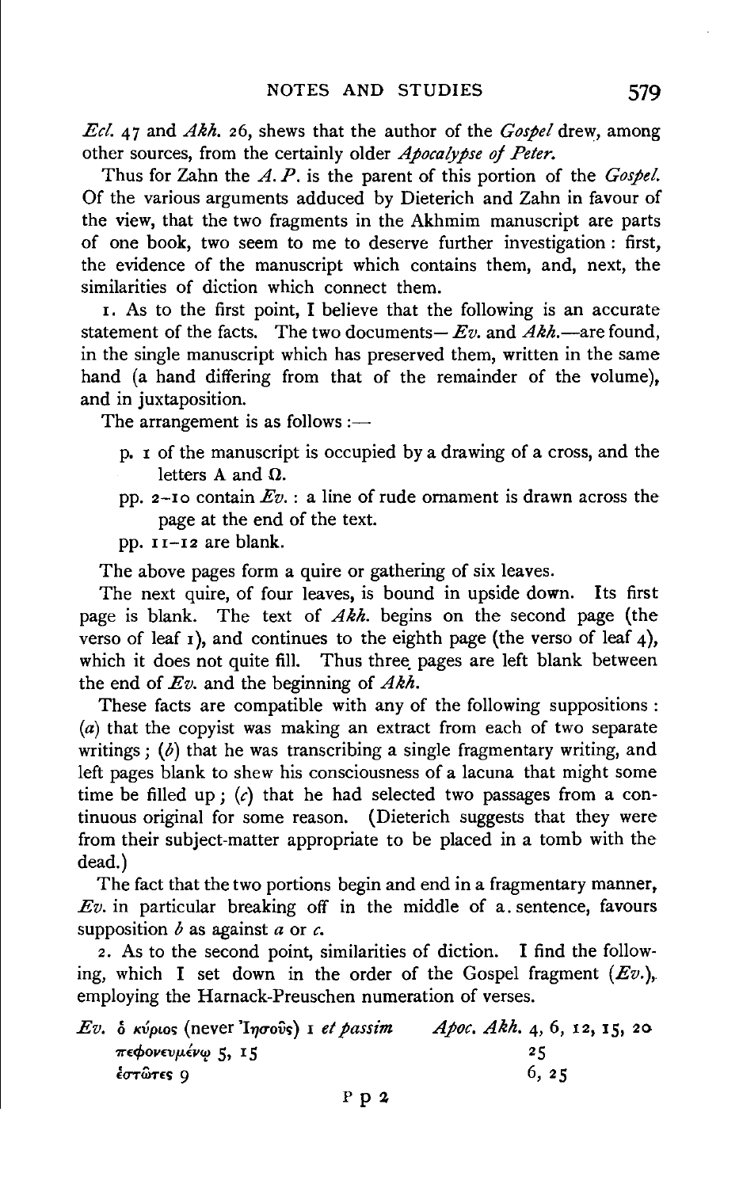*Ecl.* 47 and *Akh.* 26, shews that the author of the *Gospel* drew, among other sources, from the certainly older *Apocalypse of Peter.*

Thus for Zahn the *A. P.* is the parent of this portion of the *Gospel.* Of the various arguments adduced by Dieterich and Zahn in favour of the view, that the two fragments in the Akhmim manuscript are parts of one book, two seem to me to deserve further investigation: first, the evidence of the manuscript which contains them, and, next, the similarities of diction which connect them.

1. As to the first point, I believe that the following is an accurate statement of the facts. The two documents—*Ev.* and *Akh.*—are found, in the single manuscript which has preserved them, written in the same hand (a hand differing from that of the remainder of the volume), and in juxtaposition.

The arrangement is as follows:—

- p. 1 of the manuscript is occupied by a drawing of a cross, and the letters A and Ω.
- pp. 2–10 contain *Ev.*: a line of rude ornament is drawn across the page at the end of the text.
- pp. 11–12 are blank.

The above pages form a quire or gathering of six leaves.

The next quire, of four leaves, is bound in upside down. Its first page is blank. The text of *Akh.* begins on the second page (the verso of leaf 1), and continues to the eighth page (the verso of leaf 4), which it does not quite fill. Thus three pages are left blank between the end of *Ev.* and the beginning of *Akh.*

These facts are compatible with any of the following suppositions: (*a*) that the copyist was making an extract from each of two separate writings; (*b*) that he was transcribing a single fragmentary writing, and left pages blank to shew his consciousness of a lacuna that might some time be filled up; (*c*) that he had selected two passages from a continuous original for some reason. (Dieterich suggests that they were from their subject-matter appropriate to be placed in a tomb with the dead.)

The fact that the two portions begin and end in a fragmentary manner, *Ev.* in particular breaking off in the middle of a sentence, favours supposition *b* as against *a* or *c*.

2. As to the second point, similarities of diction. I find the following, which I set down in the order of the Gospel fragment (*Ev.*), employing the Harnack-Preuschen numeration of verses.

| *Ev.* | *Apoc. Akh.* |
|---|---|
| ὁ κύριος (never Ἰησοῦς) 1 *et passim* | 4, 6, 12, 15, 20 |
| πεφονευμένῳ 5, 15 | 25 |
| ἑστῶτες 9 | 6, 25 |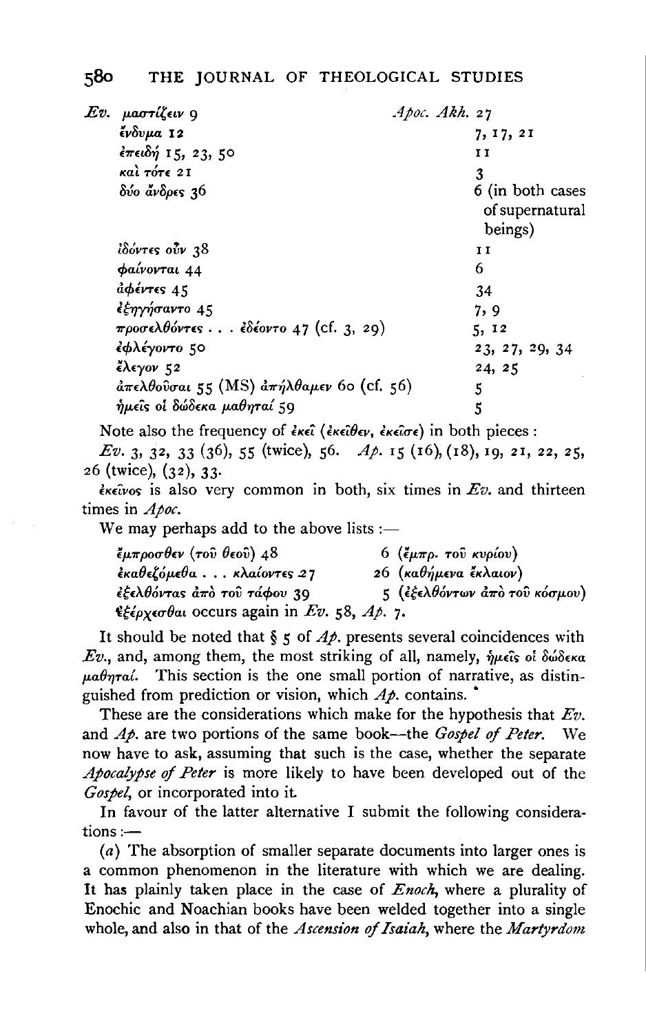| *Ev.* | *Apoc. Akh.* |
|---|---|
| μαστίζειν 9 | 27 |
| ἔνδυμα 12 | 7, 17, 21 |
| ἐπειδή 15, 23, 50 | 11 |
| καὶ τότε 21 | 3 |
| δύο ἄνδρες 36 | 6 (in both cases of supernatural beings) |
| ἰδόντες οὖν 38 | 11 |
| φαίνονται 44 | 6 |
| ἀφέντες 45 | 34 |
| ἐξηγήσαντο 45 | 7, 9 |
| προσελθόντες . . . ἐδέοντο 47 (cf. 3, 29) | 5, 12 |
| ἐφλέγοντο 50 | 23, 27, 29, 34 |
| ἔλεγον 52 | 24, 25 |
| ἀπελθοῦσαι 55 (MS) ἀπήλθαμεν 60 (cf. 56) | 5 |
| ἡμεῖς οἱ δώδεκα μαθηταί 59 | 5 |

Note also the frequency of ἐκεῖ (ἐκεῖθεν, ἐκεῖσε) in both pieces:

*Ev.* 3, 32, 33 (36), 55 (twice), 56. *Ap.* 15 (16), (18), 19, 21, 22, 25, 26 (twice), (32), 33.

ἐκεῖνος is also very common in both, six times in *Ev.* and thirteen times in *Apoc.*

We may perhaps add to the above lists :—

| | |
|---|---|
| ἔμπροσθεν (τοῦ θεοῦ) 48 | 6 (ἔμπρ. τοῦ κυρίου) |
| ἐκαθεζόμεθα . . . κλαίοντες 27 | 26 (καθήμενα ἔκλαιον) |
| ἐξελθόντας ἀπὸ τοῦ τάφου 39 | 5 (ἐξελθόντων ἀπὸ τοῦ κόσμου) |

ἐξέρχεσθαι occurs again in *Ev.* 58, *Ap.* 7.

It should be noted that § 5 of *Ap.* presents several coincidences with *Ev.*, and, among them, the most striking of all, namely, ἡμεῖς οἱ δώδεκα μαθηταί. This section is the one small portion of narrative, as distinguished from prediction or vision, which *Ap.* contains.

These are the considerations which make for the hypothesis that *Ev.* and *Ap.* are two portions of the same book—the *Gospel of Peter.* We now have to ask, assuming that such is the case, whether the separate *Apocalypse of Peter* is more likely to have been developed out of the *Gospel*, or incorporated into it.

In favour of the latter alternative I submit the following considerations :—

(*a*) The absorption of smaller separate documents into larger ones is a common phenomenon in the literature with which we are dealing. It has plainly taken place in the case of *Enoch*, where a plurality of Enochic and Noachian books have been welded together into a single whole, and also in that of the *Ascension of Isaiah*, where the *Martyrdom*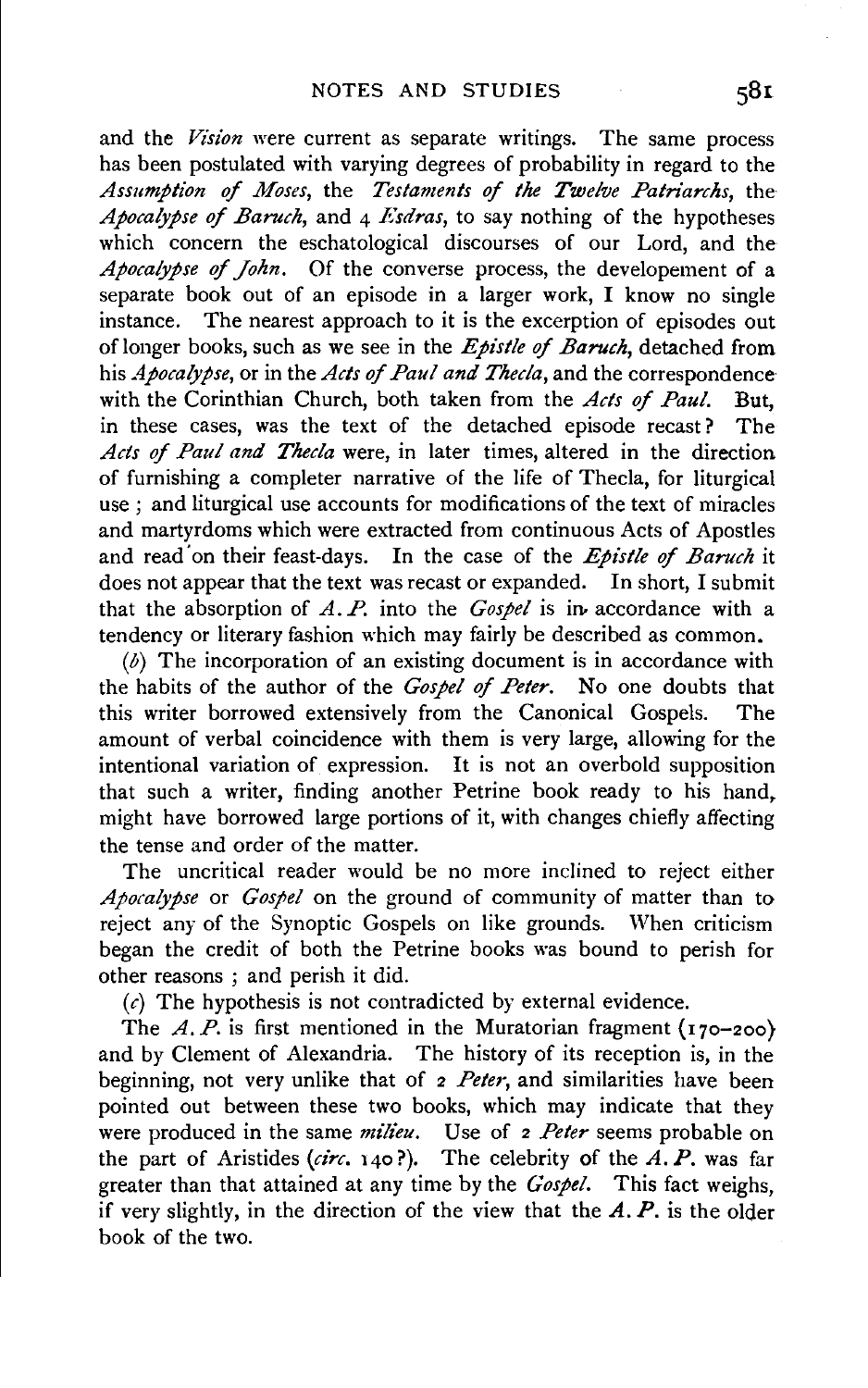and the *Vision* were current as separate writings. The same process has been postulated with varying degrees of probability in regard to the *Assumption of Moses*, the *Testaments of the Twelve Patriarchs*, the *Apocalypse of Baruch*, and 4 *Esdras*, to say nothing of the hypotheses which concern the eschatological discourses of our Lord, and the *Apocalypse of John*. Of the converse process, the developement of a separate book out of an episode in a larger work, I know no single instance. The nearest approach to it is the excerption of episodes out of longer books, such as we see in the *Epistle of Baruch*, detached from his *Apocalypse*, or in the *Acts of Paul and Thecla*, and the correspondence with the Corinthian Church, both taken from the *Acts of Paul*. But, in these cases, was the text of the detached episode recast? The *Acts of Paul and Thecla* were, in later times, altered in the direction of furnishing a completer narrative of the life of Thecla, for liturgical use; and liturgical use accounts for modifications of the text of miracles and martyrdoms which were extracted from continuous Acts of Apostles and read on their feast-days. In the case of the *Epistle of Baruch* it does not appear that the text was recast or expanded. In short, I submit that the absorption of *A.P.* into the *Gospel* is in accordance with a tendency or literary fashion which may fairly be described as common.

(*b*) The incorporation of an existing document is in accordance with the habits of the author of the *Gospel of Peter*. No one doubts that this writer borrowed extensively from the Canonical Gospels. The amount of verbal coincidence with them is very large, allowing for the intentional variation of expression. It is not an overbold supposition that such a writer, finding another Petrine book ready to his hand, might have borrowed large portions of it, with changes chiefly affecting the tense and order of the matter.

The uncritical reader would be no more inclined to reject either *Apocalypse* or *Gospel* on the ground of community of matter than to reject any of the Synoptic Gospels on like grounds. When criticism began the credit of both the Petrine books was bound to perish for other reasons; and perish it did.

(*c*) The hypothesis is not contradicted by external evidence.

The *A.P.* is first mentioned in the Muratorian fragment (170–200) and by Clement of Alexandria. The history of its reception is, in the beginning, not very unlike that of 2 *Peter*, and similarities have been pointed out between these two books, which may indicate that they were produced in the same *milieu*. Use of 2 *Peter* seems probable on the part of Aristides (*circ.* 140?). The celebrity of the *A.P.* was far greater than that attained at any time by the *Gospel*. This fact weighs, if very slightly, in the direction of the view that the *A.P.* is the older book of the two.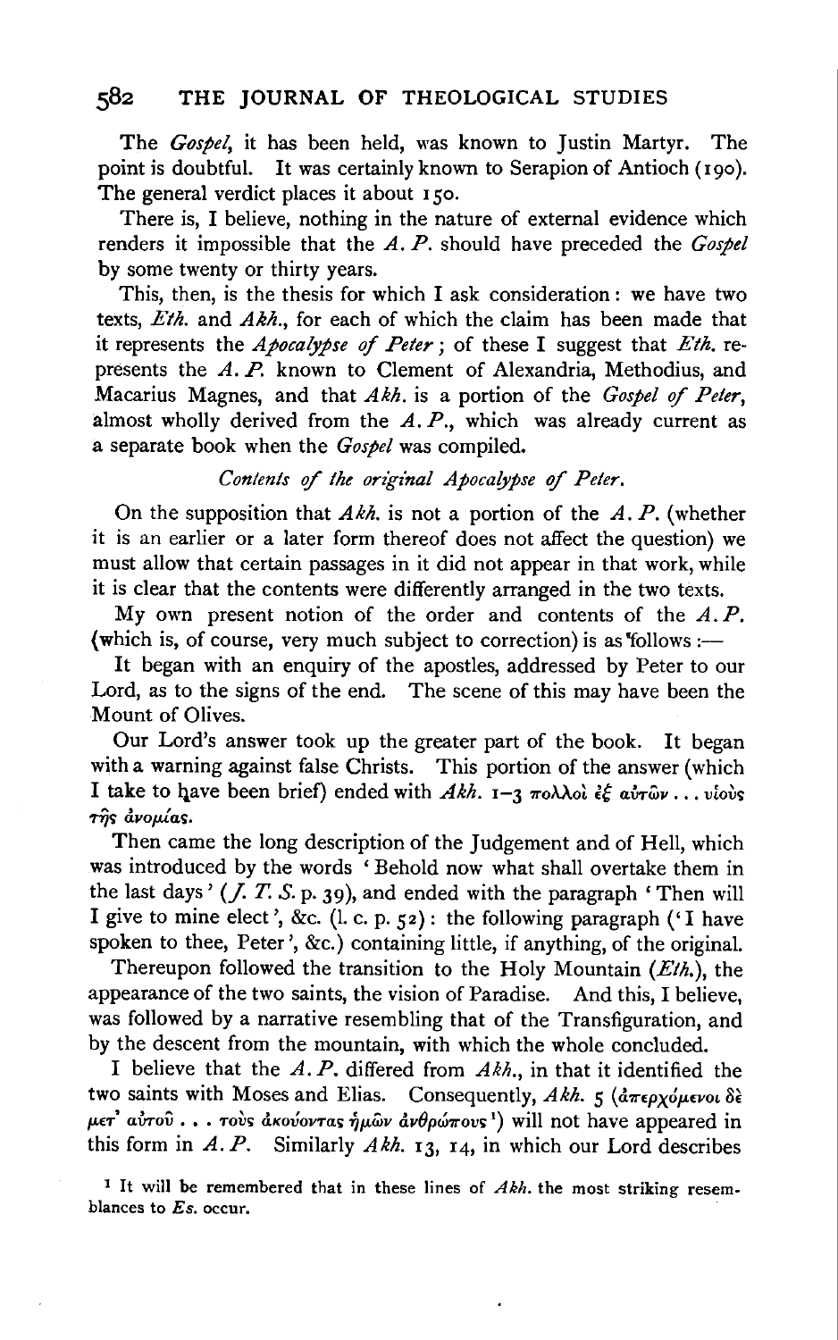The *Gospel*, it has been held, was known to Justin Martyr. The point is doubtful. It was certainly known to Serapion of Antioch (190). The general verdict places it about 150.

There is, I believe, nothing in the nature of external evidence which renders it impossible that the *A. P.* should have preceded the *Gospel* by some twenty or thirty years.

This, then, is the thesis for which I ask consideration: we have two texts, *Eth.* and *Akh.*, for each of which the claim has been made that it represents the *Apocalypse of Peter*; of these I suggest that *Eth.* represents the *A. P.* known to Clement of Alexandria, Methodius, and Macarius Magnes, and that *Akh.* is a portion of the *Gospel of Peter*, almost wholly derived from the *A. P.*, which was already current as a separate book when the *Gospel* was compiled.

*Contents of the original Apocalypse of Peter.*

On the supposition that *Akh.* is not a portion of the *A. P.* (whether it is an earlier or a later form thereof does not affect the question) we must allow that certain passages in it did not appear in that work, while it is clear that the contents were differently arranged in the two texts.

My own present notion of the order and contents of the *A. P.* (which is, of course, very much subject to correction) is as follows:—

It began with an enquiry of the apostles, addressed by Peter to our Lord, as to the signs of the end. The scene of this may have been the Mount of Olives.

Our Lord's answer took up the greater part of the book. It began with a warning against false Christs. This portion of the answer (which I take to have been brief) ended with *Akh.* 1–3 πολλοὶ ἐξ αὐτῶν . . . υἱοὺς τῆς ἀνομίας.

Then came the long description of the Judgement and of Hell, which was introduced by the words 'Behold now what shall overtake them in the last days' (*J. T. S.* p. 39), and ended with the paragraph 'Then will I give to mine elect', &c. (l. c. p. 52): the following paragraph ('I have spoken to thee, Peter', &c.) containing little, if anything, of the original.

Thereupon followed the transition to the Holy Mountain (*Eth.*), the appearance of the two saints, the vision of Paradise. And this, I believe, was followed by a narrative resembling that of the Transfiguration, and by the descent from the mountain, with which the whole concluded.

I believe that the *A. P.* differed from *Akh.*, in that it identified the two saints with Moses and Elias. Consequently, *Akh.* 5 (ἀπερχόμενοι δὲ μετ' αὐτοῦ . . . τοὺς ἀκούοντας ἡμῶν ἀνθρώπους[1]) will not have appeared in this form in *A. P.* Similarly *Akh.* 13, 14, in which our Lord describes

[1] It will be remembered that in these lines of *Akh.* the most striking resemblances to *Es.* occur.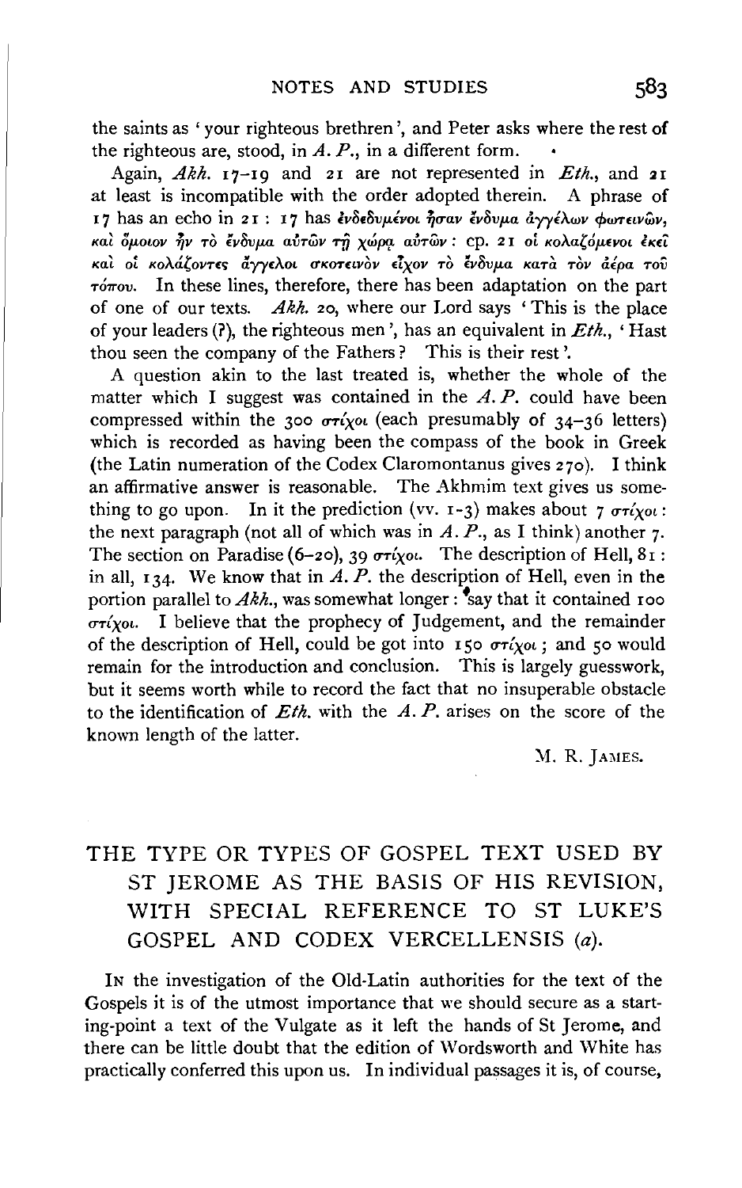the saints as 'your righteous brethren', and Peter asks where the rest of the righteous are, stood, in *A. P.*, in a different form.

Again, *Akh.* 17–19 and 21 are not represented in *Eth.*, and 21 at least is incompatible with the order adopted therein. A phrase of 17 has an echo in 21: 17 has ἐνδεδυμένοι ἦσαν ἔνδυμα ἀγγέλων φωτεινῶν, καὶ ὅμοιον ἦν τὸ ἔνδυμα αὐτῶν τῇ χώρᾳ αὐτῶν: cp. 21 οἱ κολαζόμενοι ἐκεῖ καὶ οἱ κολάζοντες ἄγγελοι σκοτεινὸν εἶχον τὸ ἔνδυμα κατὰ τὸν ἀέρα τοῦ τόπου. In these lines, therefore, there has been adaptation on the part of one of our texts. *Akh.* 20, where our Lord says 'This is the place of your leaders (?), the righteous men', has an equivalent in *Eth.*, 'Hast thou seen the company of the Fathers? This is their rest'.

A question akin to the last treated is, whether the whole of the matter which I suggest was contained in the *A. P.* could have been compressed within the 300 στίχοι (each presumably of 34–36 letters) which is recorded as having been the compass of the book in Greek (the Latin numeration of the Codex Claromontanus gives 270). I think an affirmative answer is reasonable. The Akhmim text gives us something to go upon. In it the prediction (vv. 1–3) makes about 7 στίχοι: the next paragraph (not all of which was in *A. P.*, as I think) another 7. The section on Paradise (6–20), 39 στίχοι. The description of Hell, 81: in all, 134. We know that in *A. P.* the description of Hell, even in the portion parallel to *Akh.*, was somewhat longer: say that it contained 100 στίχοι. I believe that the prophecy of Judgement, and the remainder of the description of Hell, could be got into 150 στίχοι; and 50 would remain for the introduction and conclusion. This is largely guesswork, but it seems worth while to record the fact that no insuperable obstacle to the identification of *Eth.* with the *A. P.* arises on the score of the known length of the latter.

M. R. JAMES.

# THE TYPE OR TYPES OF GOSPEL TEXT USED BY ST JEROME AS THE BASIS OF HIS REVISION, WITH SPECIAL REFERENCE TO ST LUKE'S GOSPEL AND CODEX VERCELLENSIS (*a*).

IN the investigation of the Old-Latin authorities for the text of the Gospels it is of the utmost importance that we should secure as a starting-point a text of the Vulgate as it left the hands of St Jerome, and there can be little doubt that the edition of Wordsworth and White has practically conferred this upon us. In individual passages it is, of course,